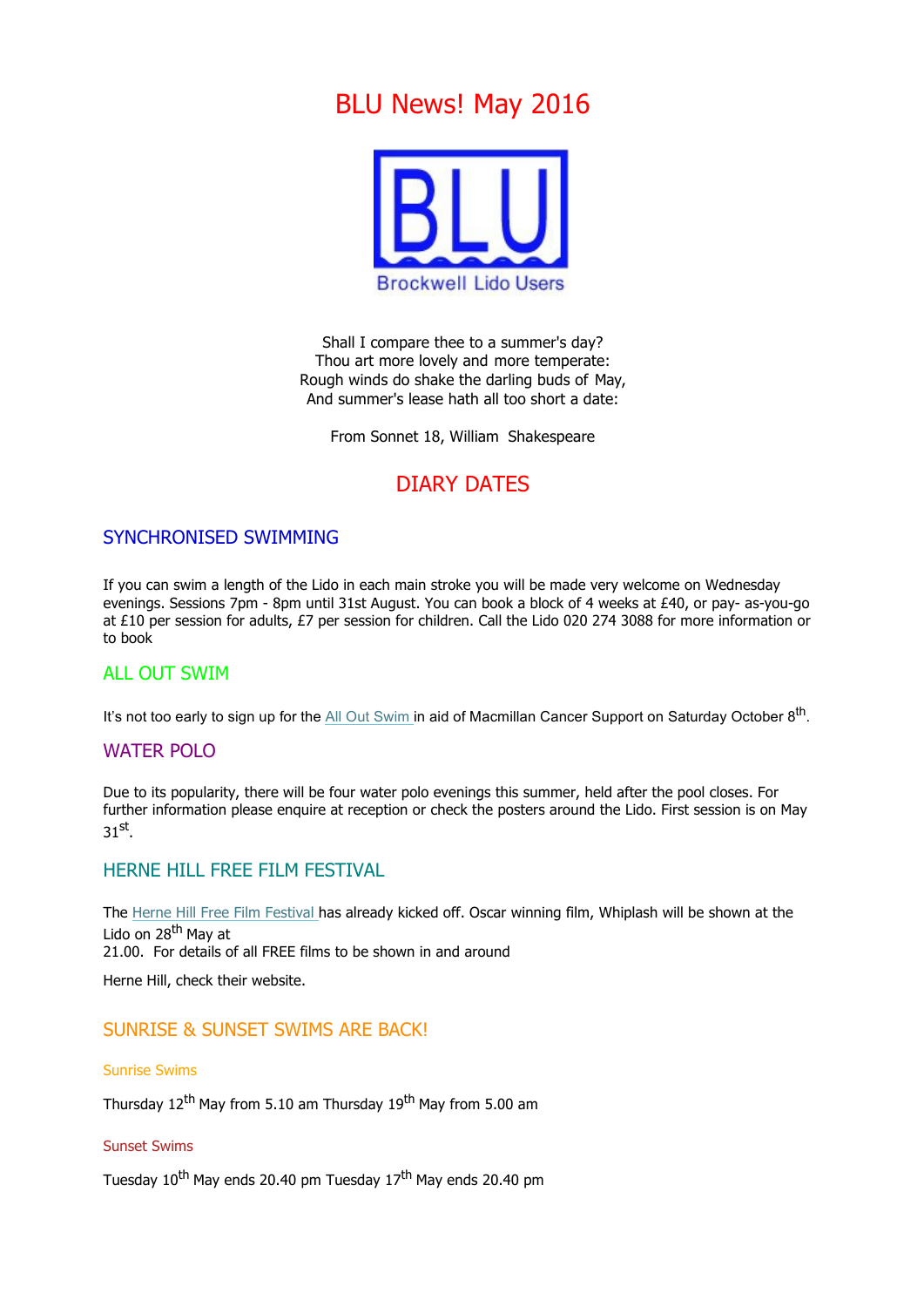# BLU News! May 2016

Brockwell Lido Users

Shall I compare thee to a summer's day?
Thou art more lovely and more temperate:
Rough winds do shake the darling buds of May,
And summer's lease hath all too short a date:

From Sonnet 18, William Shakespeare

## DIARY DATES

### SYNCHRONISED SWIMMING

If you can swim a length of the Lido in each main stroke you will be made very welcome on Wednesday evenings. Sessions 7pm - 8pm until 31st August. You can book a block of 4 weeks at £40, or pay- as-you-go at £10 per session for adults, £7 per session for children. Call the Lido 020 274 3088 for more information or to book

### ALL OUT SWIM

It's not too early to sign up for the All Out Swim in aid of Macmillan Cancer Support on Saturday October 8th.

### WATER POLO

Due to its popularity, there will be four water polo evenings this summer, held after the pool closes. For further information please enquire at reception or check the posters around the Lido. First session is on May 31st.

### HERNE HILL FREE FILM FESTIVAL

The Herne Hill Free Film Festival has already kicked off. Oscar winning film, Whiplash will be shown at the Lido on 28th May at
21.00. For details of all FREE films to be shown in and around

Herne Hill, check their website.

### SUNRISE & SUNSET SWIMS ARE BACK!

#### Sunrise Swims

Thursday 12th May from 5.10 am Thursday 19th May from 5.00 am

#### Sunset Swims

Tuesday 10th May ends 20.40 pm Tuesday 17th May ends 20.40 pm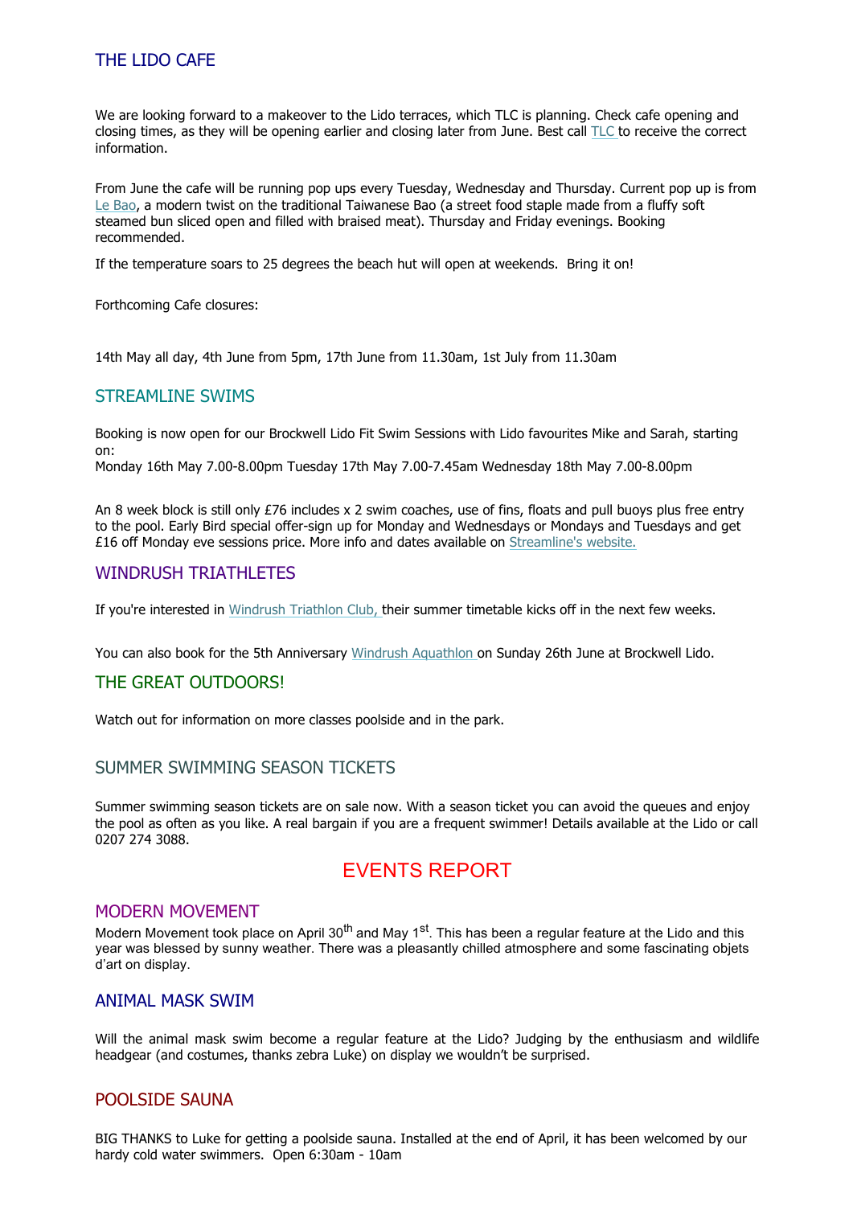## THE LIDO CAFE

We are looking forward to a makeover to the Lido terraces, which TLC is planning. Check cafe opening and closing times, as they will be opening earlier and closing later from June. Best call TLC to receive the correct information.

From June the cafe will be running pop ups every Tuesday, Wednesday and Thursday. Current pop up is from Le Bao, a modern twist on the traditional Taiwanese Bao (a street food staple made from a fluffy soft steamed bun sliced open and filled with braised meat). Thursday and Friday evenings. Booking recommended.

If the temperature soars to 25 degrees the beach hut will open at weekends. Bring it on!

Forthcoming Cafe closures:

14th May all day, 4th June from 5pm, 17th June from 11.30am, 1st July from 11.30am

## STREAMLINE SWIMS

Booking is now open for our Brockwell Lido Fit Swim Sessions with Lido favourites Mike and Sarah, starting on:
Monday 16th May 7.00-8.00pm Tuesday 17th May 7.00-7.45am Wednesday 18th May 7.00-8.00pm

An 8 week block is still only £76 includes x 2 swim coaches, use of fins, floats and pull buoys plus free entry to the pool. Early Bird special offer-sign up for Monday and Wednesdays or Mondays and Tuesdays and get £16 off Monday eve sessions price. More info and dates available on Streamline's website.

## WINDRUSH TRIATHLETES

If you're interested in Windrush Triathlon Club, their summer timetable kicks off in the next few weeks.

You can also book for the 5th Anniversary Windrush Aquathlon on Sunday 26th June at Brockwell Lido.

## THE GREAT OUTDOORS!

Watch out for information on more classes poolside and in the park.

## SUMMER SWIMMING SEASON TICKETS

Summer swimming season tickets are on sale now. With a season ticket you can avoid the queues and enjoy the pool as often as you like. A real bargain if you are a frequent swimmer! Details available at the Lido or call 0207 274 3088.

# EVENTS REPORT

## MODERN MOVEMENT

Modern Movement took place on April 30th and May 1st. This has been a regular feature at the Lido and this year was blessed by sunny weather. There was a pleasantly chilled atmosphere and some fascinating objets d'art on display.

## ANIMAL MASK SWIM

Will the animal mask swim become a regular feature at the Lido? Judging by the enthusiasm and wildlife headgear (and costumes, thanks zebra Luke) on display we wouldn't be surprised.

## POOLSIDE SAUNA

BIG THANKS to Luke for getting a poolside sauna. Installed at the end of April, it has been welcomed by our hardy cold water swimmers. Open 6:30am - 10am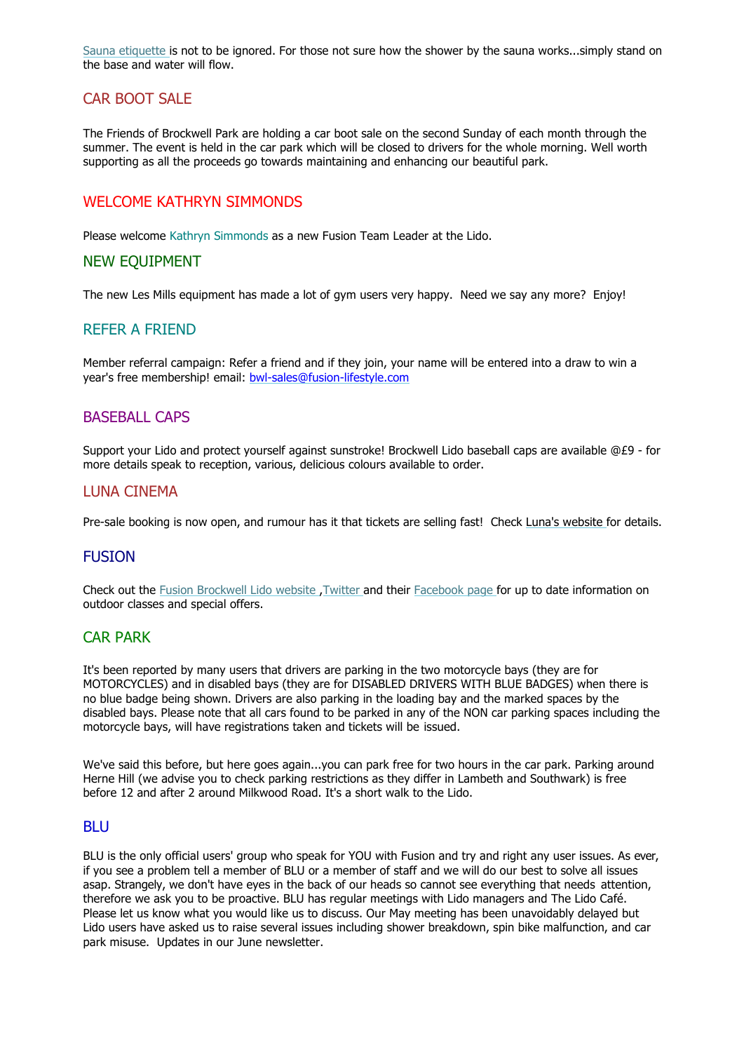Sauna etiquette is not to be ignored. For those not sure how the shower by the sauna works...simply stand on the base and water will flow.

## CAR BOOT SALE

The Friends of Brockwell Park are holding a car boot sale on the second Sunday of each month through the summer. The event is held in the car park which will be closed to drivers for the whole morning. Well worth supporting as all the proceeds go towards maintaining and enhancing our beautiful park.

## WELCOME KATHRYN SIMMONDS

Please welcome Kathryn Simmonds as a new Fusion Team Leader at the Lido.

## NEW EQUIPMENT

The new Les Mills equipment has made a lot of gym users very happy. Need we say any more? Enjoy!

## REFER A FRIEND

Member referral campaign: Refer a friend and if they join, your name will be entered into a draw to win a year's free membership! email: bwl-sales@fusion-lifestyle.com

## BASEBALL CAPS

Support your Lido and protect yourself against sunstroke! Brockwell Lido baseball caps are available @£9 - for more details speak to reception, various, delicious colours available to order.

## LUNA CINEMA

Pre-sale booking is now open, and rumour has it that tickets are selling fast! Check Luna's website for details.

## FUSION

Check out the Fusion Brockwell Lido website ,Twitter and their Facebook page for up to date information on outdoor classes and special offers.

## CAR PARK

It's been reported by many users that drivers are parking in the two motorcycle bays (they are for MOTORCYCLES) and in disabled bays (they are for DISABLED DRIVERS WITH BLUE BADGES) when there is no blue badge being shown. Drivers are also parking in the loading bay and the marked spaces by the disabled bays. Please note that all cars found to be parked in any of the NON car parking spaces including the motorcycle bays, will have registrations taken and tickets will be issued.

We've said this before, but here goes again...you can park free for two hours in the car park. Parking around Herne Hill (we advise you to check parking restrictions as they differ in Lambeth and Southwark) is free before 12 and after 2 around Milkwood Road. It's a short walk to the Lido.

## BLU

BLU is the only official users' group who speak for YOU with Fusion and try and right any user issues. As ever, if you see a problem tell a member of BLU or a member of staff and we will do our best to solve all issues asap. Strangely, we don't have eyes in the back of our heads so cannot see everything that needs attention, therefore we ask you to be proactive. BLU has regular meetings with Lido managers and The Lido Café. Please let us know what you would like us to discuss. Our May meeting has been unavoidably delayed but Lido users have asked us to raise several issues including shower breakdown, spin bike malfunction, and car park misuse. Updates in our June newsletter.